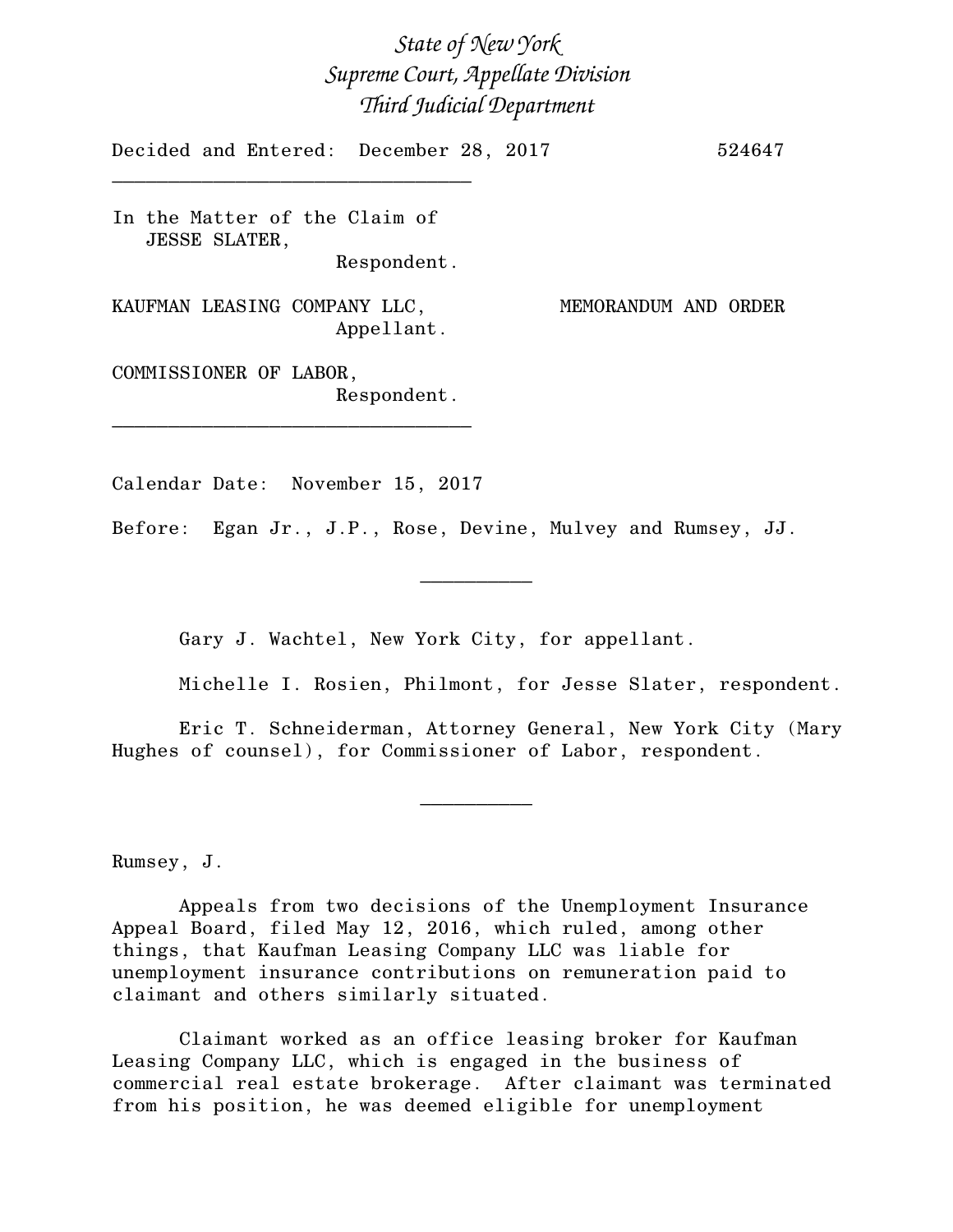*State of New York*
*Supreme Court, Appellate Division*
*Third Judicial Department*

Decided and Entered: December 28, 2017 — 524647

---

In the Matter of the Claim of
JESSE SLATER,
Respondent.

KAUFMAN LEASING COMPANY LLC,
Appellant.

MEMORANDUM AND ORDER

COMMISSIONER OF LABOR,
Respondent.

---

Calendar Date: November 15, 2017

Before: Egan Jr., J.P., Rose, Devine, Mulvey and Rumsey, JJ.

---

Gary J. Wachtel, New York City, for appellant.

Michelle I. Rosien, Philmont, for Jesse Slater, respondent.

Eric T. Schneiderman, Attorney General, New York City (Mary Hughes of counsel), for Commissioner of Labor, respondent.

---

Rumsey, J.

Appeals from two decisions of the Unemployment Insurance Appeal Board, filed May 12, 2016, which ruled, among other things, that Kaufman Leasing Company LLC was liable for unemployment insurance contributions on remuneration paid to claimant and others similarly situated.

Claimant worked as an office leasing broker for Kaufman Leasing Company LLC, which is engaged in the business of commercial real estate brokerage. After claimant was terminated from his position, he was deemed eligible for unemployment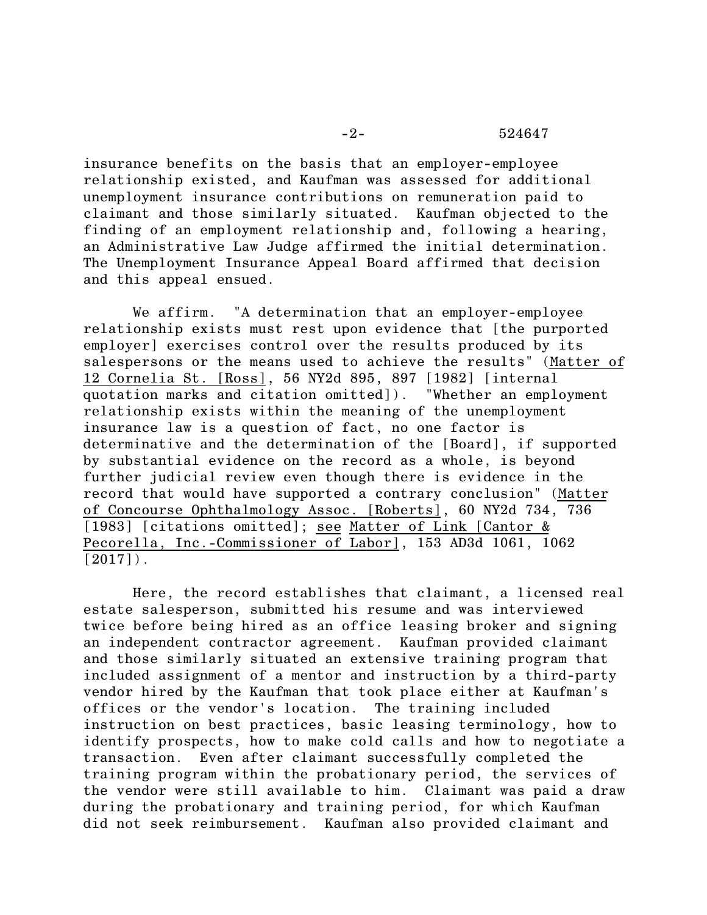insurance benefits on the basis that an employer-employee relationship existed, and Kaufman was assessed for additional unemployment insurance contributions on remuneration paid to claimant and those similarly situated. Kaufman objected to the finding of an employment relationship and, following a hearing, an Administrative Law Judge affirmed the initial determination. The Unemployment Insurance Appeal Board affirmed that decision and this appeal ensued.

We affirm. "A determination that an employer-employee relationship exists must rest upon evidence that [the purported employer] exercises control over the results produced by its salespersons or the means used to achieve the results" (Matter of 12 Cornelia St. [Ross], 56 NY2d 895, 897 [1982] [internal quotation marks and citation omitted]). "Whether an employment relationship exists within the meaning of the unemployment insurance law is a question of fact, no one factor is determinative and the determination of the [Board], if supported by substantial evidence on the record as a whole, is beyond further judicial review even though there is evidence in the record that would have supported a contrary conclusion" (Matter of Concourse Ophthalmology Assoc. [Roberts], 60 NY2d 734, 736 [1983] [citations omitted]; see Matter of Link [Cantor & Pecorella, Inc.-Commissioner of Labor], 153 AD3d 1061, 1062 [2017]).

Here, the record establishes that claimant, a licensed real estate salesperson, submitted his resume and was interviewed twice before being hired as an office leasing broker and signing an independent contractor agreement. Kaufman provided claimant and those similarly situated an extensive training program that included assignment of a mentor and instruction by a third-party vendor hired by the Kaufman that took place either at Kaufman's offices or the vendor's location. The training included instruction on best practices, basic leasing terminology, how to identify prospects, how to make cold calls and how to negotiate a transaction. Even after claimant successfully completed the training program within the probationary period, the services of the vendor were still available to him. Claimant was paid a draw during the probationary and training period, for which Kaufman did not seek reimbursement. Kaufman also provided claimant and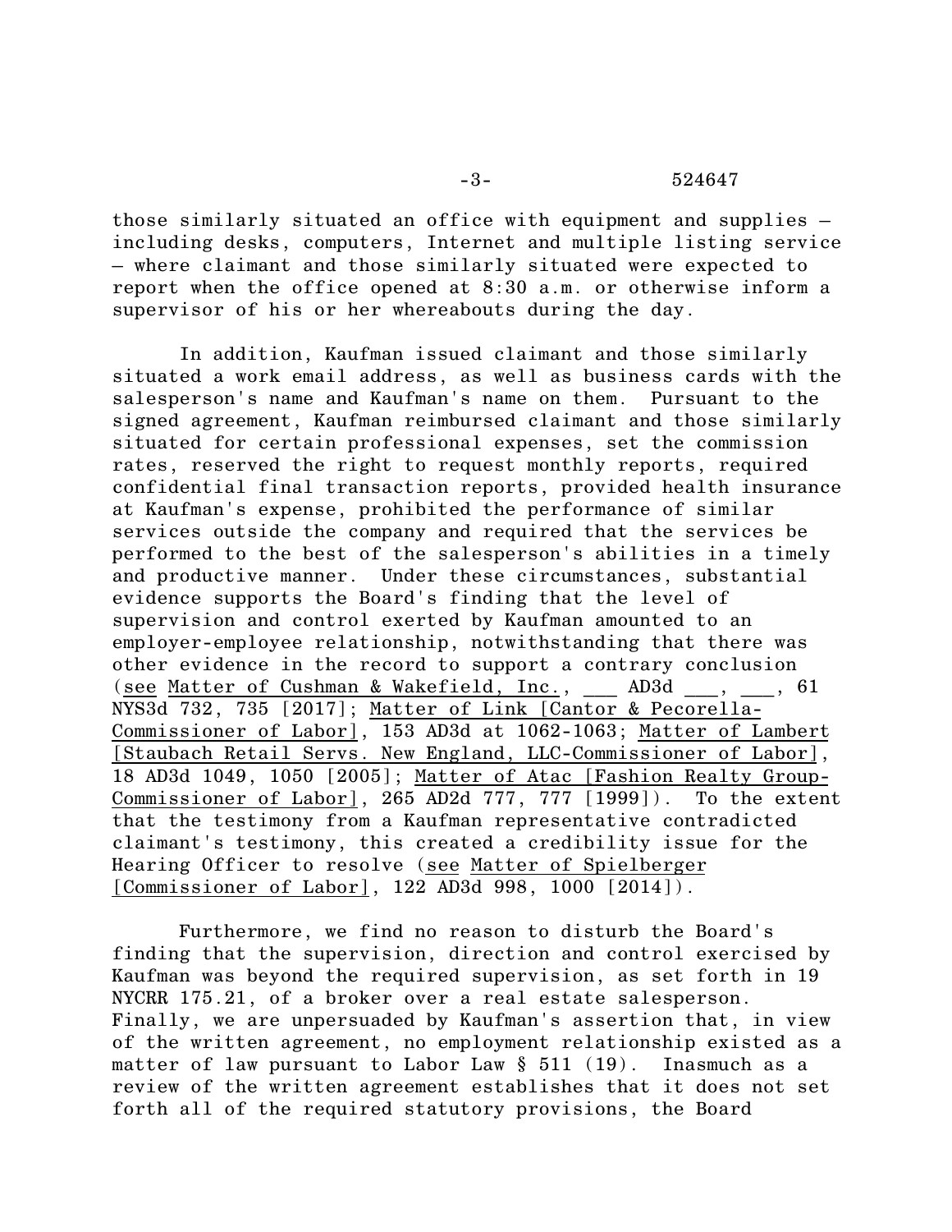those similarly situated an office with equipment and supplies — including desks, computers, Internet and multiple listing service — where claimant and those similarly situated were expected to report when the office opened at 8:30 a.m. or otherwise inform a supervisor of his or her whereabouts during the day.

In addition, Kaufman issued claimant and those similarly situated a work email address, as well as business cards with the salesperson's name and Kaufman's name on them. Pursuant to the signed agreement, Kaufman reimbursed claimant and those similarly situated for certain professional expenses, set the commission rates, reserved the right to request monthly reports, required confidential final transaction reports, provided health insurance at Kaufman's expense, prohibited the performance of similar services outside the company and required that the services be performed to the best of the salesperson's abilities in a timely and productive manner. Under these circumstances, substantial evidence supports the Board's finding that the level of supervision and control exerted by Kaufman amounted to an employer-employee relationship, notwithstanding that there was other evidence in the record to support a contrary conclusion (see Matter of Cushman & Wakefield, Inc., ___ AD3d ___, ___, 61 NYS3d 732, 735 [2017]; Matter of Link [Cantor & Pecorella-Commissioner of Labor], 153 AD3d at 1062-1063; Matter of Lambert [Staubach Retail Servs. New England, LLC-Commissioner of Labor], 18 AD3d 1049, 1050 [2005]; Matter of Atac [Fashion Realty Group-Commissioner of Labor], 265 AD2d 777, 777 [1999]). To the extent that the testimony from a Kaufman representative contradicted claimant's testimony, this created a credibility issue for the Hearing Officer to resolve (see Matter of Spielberger [Commissioner of Labor], 122 AD3d 998, 1000 [2014]).

Furthermore, we find no reason to disturb the Board's finding that the supervision, direction and control exercised by Kaufman was beyond the required supervision, as set forth in 19 NYCRR 175.21, of a broker over a real estate salesperson. Finally, we are unpersuaded by Kaufman's assertion that, in view of the written agreement, no employment relationship existed as a matter of law pursuant to Labor Law § 511 (19). Inasmuch as a review of the written agreement establishes that it does not set forth all of the required statutory provisions, the Board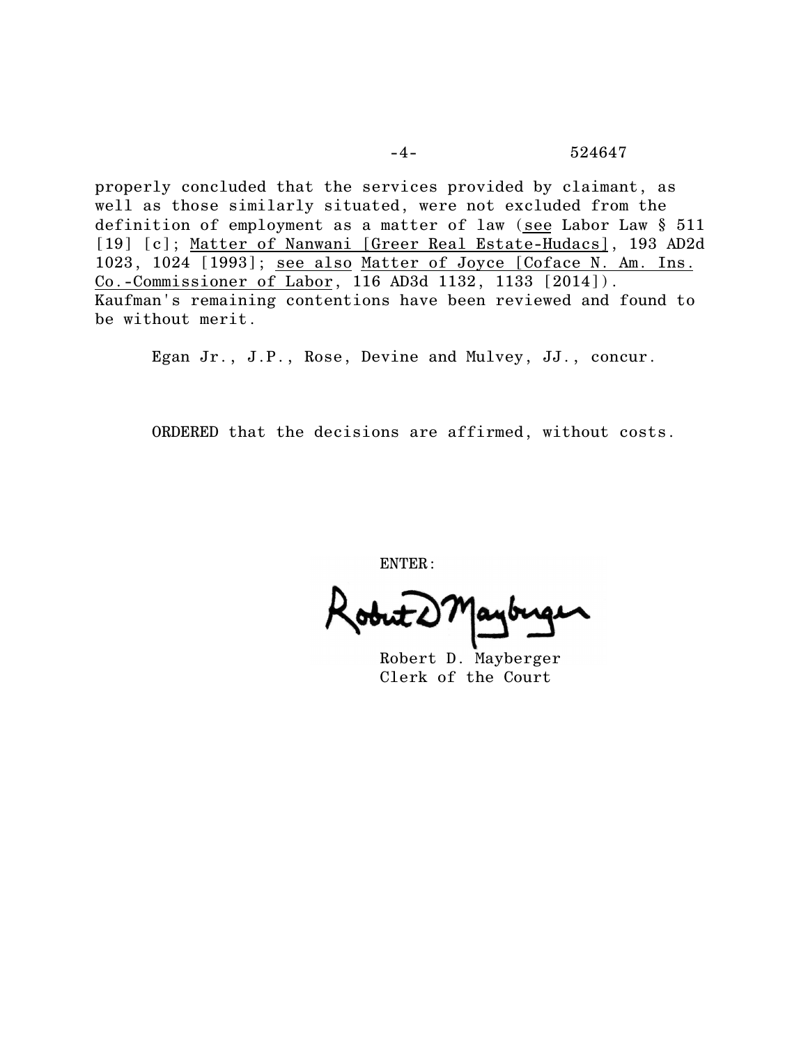properly concluded that the services provided by claimant, as well as those similarly situated, were not excluded from the definition of employment as a matter of law (see Labor Law § 511 [19] [c]; Matter of Nanwani [Greer Real Estate-Hudacs], 193 AD2d 1023, 1024 [1993]; see also Matter of Joyce [Coface N. Am. Ins. Co.-Commissioner of Labor, 116 AD3d 1132, 1133 [2014]). Kaufman's remaining contentions have been reviewed and found to be without merit.

Egan Jr., J.P., Rose, Devine and Mulvey, JJ., concur.

ORDERED that the decisions are affirmed, without costs.

ENTER:

Robert D. Mayberger
Clerk of the Court